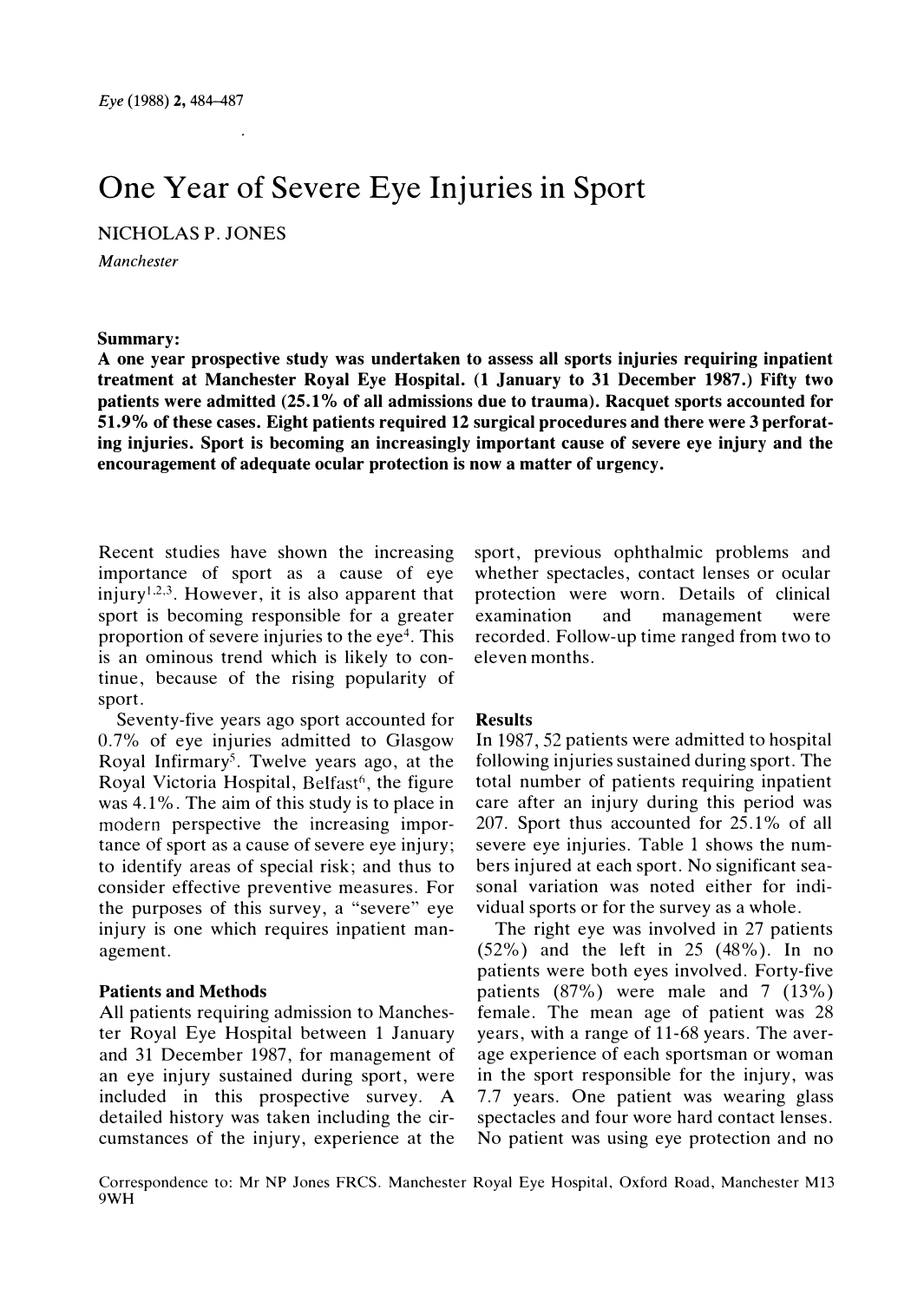# One Year of Severe Eye Injuries in Sport

NICHOLAS P. JONES

*Manchester*

**Summary:**
**A one year prospective study was undertaken to assess all sports injuries requiring inpatient treatment at Manchester Royal Eye Hospital. (1 January to 31 December 1987.) Fifty two patients were admitted (25.1% of all admissions due to trauma). Racquet sports accounted for 51.9% of these cases. Eight patients required 12 surgical procedures and there were 3 perforating injuries. Sport is becoming an increasingly important cause of severe eye injury and the encouragement of adequate ocular protection is now a matter of urgency.**

Recent studies have shown the increasing importance of sport as a cause of eye injury[1,2,3]. However, it is also apparent that sport is becoming responsible for a greater proportion of severe injuries to the eye[4]. This is an ominous trend which is likely to continue, because of the rising popularity of sport.

Seventy-five years ago sport accounted for 0.7% of eye injuries admitted to Glasgow Royal Infirmary[5]. Twelve years ago, at the Royal Victoria Hospital, Belfast[6], the figure was 4.1%. The aim of this study is to place in modern perspective the increasing importance of sport as a cause of severe eye injury; to identify areas of special risk; and thus to consider effective preventive measures. For the purposes of this survey, a "severe" eye injury is one which requires inpatient management.

## Patients and Methods

All patients requiring admission to Manchester Royal Eye Hospital between 1 January and 31 December 1987, for management of an eye injury sustained during sport, were included in this prospective survey. A detailed history was taken including the circumstances of the injury, experience at the sport, previous ophthalmic problems and whether spectacles, contact lenses or ocular protection were worn. Details of clinical examination and management were recorded. Follow-up time ranged from two to eleven months.

## Results

In 1987, 52 patients were admitted to hospital following injuries sustained during sport. The total number of patients requiring inpatient care after an injury during this period was 207. Sport thus accounted for 25.1% of all severe eye injuries. Table 1 shows the numbers injured at each sport. No significant seasonal variation was noted either for individual sports or for the survey as a whole.

The right eye was involved in 27 patients (52%) and the left in 25 (48%). In no patients were both eyes involved. Forty-five patients (87%) were male and 7 (13%) female. The mean age of patient was 28 years, with a range of 11-68 years. The average experience of each sportsman or woman in the sport responsible for the injury, was 7.7 years. One patient was wearing glass spectacles and four wore hard contact lenses. No patient was using eye protection and no

Correspondence to: Mr NP Jones FRCS. Manchester Royal Eye Hospital, Oxford Road, Manchester M13 9WH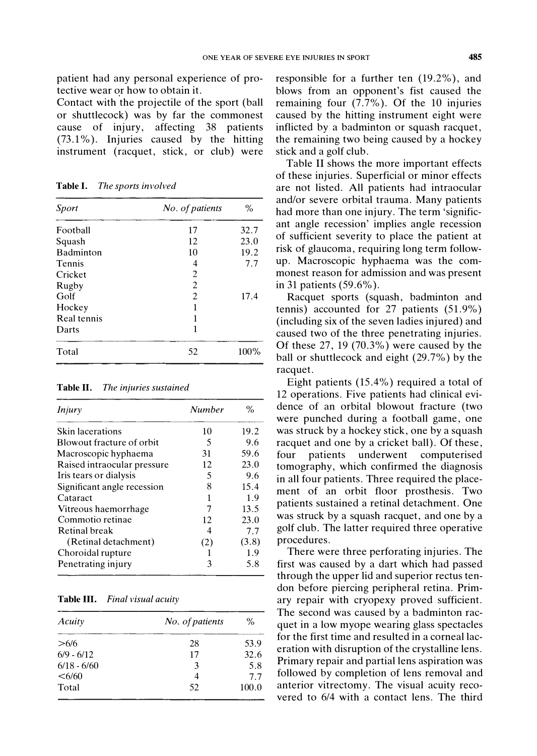patient had any personal experience of protective wear or how to obtain it.

Contact with the projectile of the sport (ball or shuttlecock) was by far the commonest cause of injury, affecting 38 patients (73.1%). Injuries caused by the hitting instrument (racquet, stick, or club) were responsible for a further ten (19.2%), and blows from an opponent's fist caused the remaining four (7.7%). Of the 10 injuries caused by the hitting instrument eight were inflicted by a badminton or squash racquet, the remaining two being caused by a hockey stick and a golf club.

**Table I.** *The sports involved*

| *Sport* | *No. of patients* | % |
|---|---|---|
| Football | 17 | 32.7 |
| Squash | 12 | 23.0 |
| Badminton | 10 | 19.2 |
| Tennis | 4 | 7.7 |
| Cricket | 2 | |
| Rugby | 2 | |
| Golf | 2 | 17.4 |
| Hockey | 1 | |
| Real tennis | 1 | |
| Darts | 1 | |
| Total | 52 | 100% |

**Table II.** *The injuries sustained*

| *Injury* | *Number* | % |
|---|---|---|
| Skin lacerations | 10 | 19.2 |
| Blowout fracture of orbit | 5 | 9.6 |
| Macroscopic hyphaema | 31 | 59.6 |
| Raised intraocular pressure | 12 | 23.0 |
| Iris tears or dialysis | 5 | 9.6 |
| Significant angle recession | 8 | 15.4 |
| Cataract | 1 | 1.9 |
| Vitreous haemorrhage | 7 | 13.5 |
| Commotio retinae | 12 | 23.0 |
| Retinal break | 4 | 7.7 |
| (Retinal detachment) | (2) | (3.8) |
| Choroidal rupture | 1 | 1.9 |
| Penetrating injury | 3 | 5.8 |

**Table III.** *Final visual acuity*

| *Acuity* | *No. of patients* | % |
|---|---|---|
| >6/6 | 28 | 53.9 |
| 6/9 - 6/12 | 17 | 32.6 |
| 6/18 - 6/60 | 3 | 5.8 |
| <6/60 | 4 | 7.7 |
| Total | 52 | 100.0 |

Table II shows the more important effects of these injuries. Superficial or minor effects are not listed. All patients had intraocular and/or severe orbital trauma. Many patients had more than one injury. The term 'significant angle recession' implies angle recession of sufficient severity to place the patient at risk of glaucoma, requiring long term follow-up. Macroscopic hyphaema was the commonest reason for admission and was present in 31 patients (59.6%).

Racquet sports (squash, badminton and tennis) accounted for 27 patients (51.9%) (including six of the seven ladies injured) and caused two of the three penetrating injuries. Of these 27, 19 (70.3%) were caused by the ball or shuttlecock and eight (29.7%) by the racquet.

Eight patients (15.4%) required a total of 12 operations. Five patients had clinical evidence of an orbital blowout fracture (two were punched during a football game, one was struck by a hockey stick, one by a squash racquet and one by a cricket ball). Of these, four patients underwent computerised tomography, which confirmed the diagnosis in all four patients. Three required the placement of an orbit floor prosthesis. Two patients sustained a retinal detachment. One was struck by a squash racquet, and one by a golf club. The latter required three operative procedures.

There were three perforating injuries. The first was caused by a dart which had passed through the upper lid and superior rectus tendon before piercing peripheral retina. Primary repair with cryopexy proved sufficient. The second was caused by a badminton racquet in a low myope wearing glass spectacles for the first time and resulted in a corneal laceration with disruption of the crystalline lens. Primary repair and partial lens aspiration was followed by completion of lens removal and anterior vitrectomy. The visual acuity recovered to 6/4 with a contact lens. The third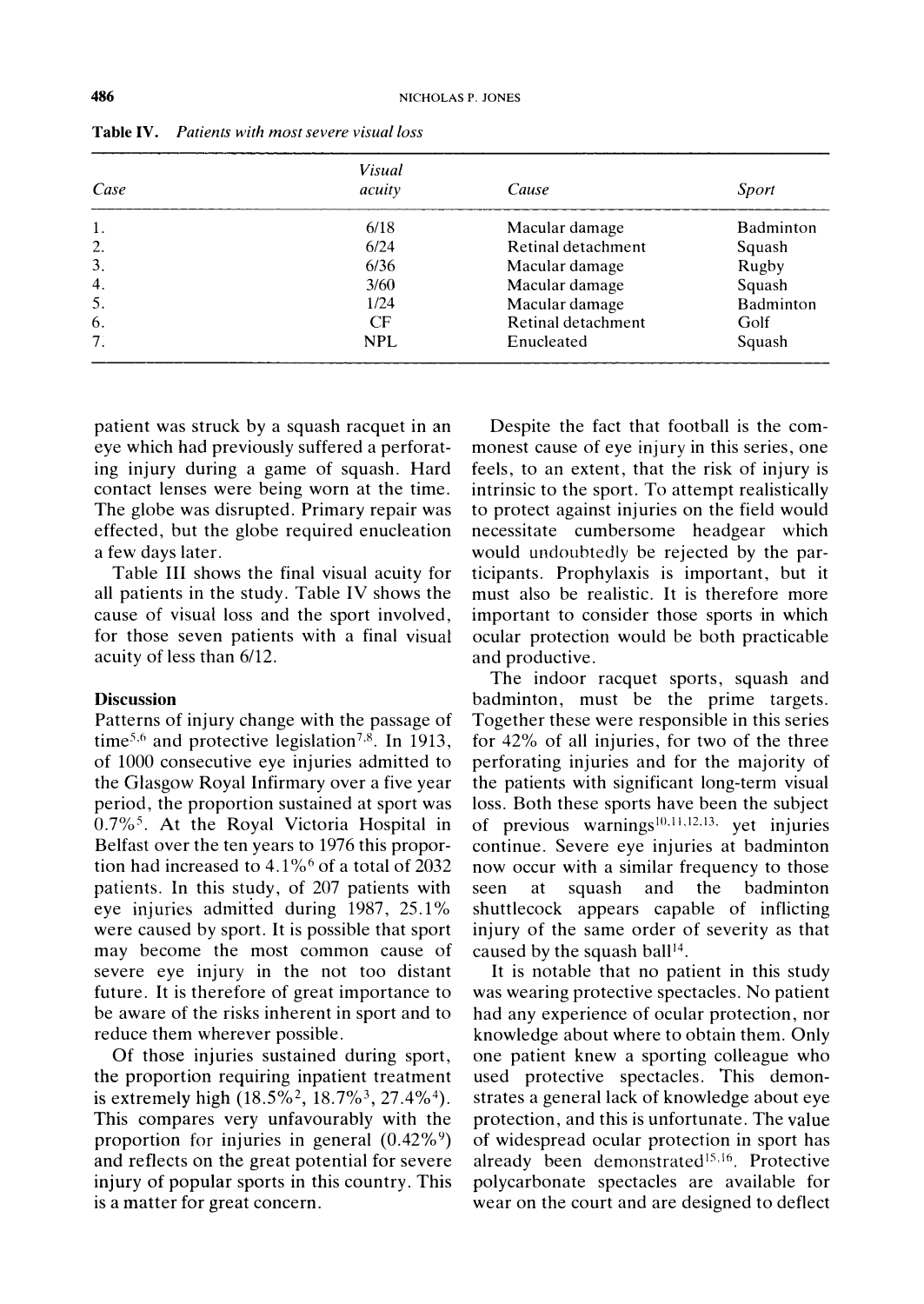**Table IV.** *Patients with most severe visual loss*

| Case | Visual acuity | Cause | Sport |
|---|---|---|---|
| 1. | 6/18 | Macular damage | Badminton |
| 2. | 6/24 | Retinal detachment | Squash |
| 3. | 6/36 | Macular damage | Rugby |
| 4. | 3/60 | Macular damage | Squash |
| 5. | 1/24 | Macular damage | Badminton |
| 6. | CF | Retinal detachment | Golf |
| 7. | NPL | Enucleated | Squash |

patient was struck by a squash racquet in an eye which had previously suffered a perforating injury during a game of squash. Hard contact lenses were being worn at the time. The globe was disrupted. Primary repair was effected, but the globe required enucleation a few days later.

Table III shows the final visual acuity for all patients in the study. Table IV shows the cause of visual loss and the sport involved, for those seven patients with a final visual acuity of less than 6/12.

## Discussion

Patterns of injury change with the passage of time[5,6] and protective legislation[7,8]. In 1913, of 1000 consecutive eye injuries admitted to the Glasgow Royal Infirmary over a five year period, the proportion sustained at sport was 0.7%[5]. At the Royal Victoria Hospital in Belfast over the ten years to 1976 this proportion had increased to 4.1%[6] of a total of 2032 patients. In this study, of 207 patients with eye injuries admitted during 1987, 25.1% were caused by sport. It is possible that sport may become the most common cause of severe eye injury in the not too distant future. It is therefore of great importance to be aware of the risks inherent in sport and to reduce them wherever possible.

Of those injuries sustained during sport, the proportion requiring inpatient treatment is extremely high (18.5%[2], 18.7%[3], 27.4%[4]). This compares very unfavourably with the proportion for injuries in general (0.42%[9]) and reflects on the great potential for severe injury of popular sports in this country. This is a matter for great concern.

Despite the fact that football is the commonest cause of eye injury in this series, one feels, to an extent, that the risk of injury is intrinsic to the sport. To attempt realistically to protect against injuries on the field would necessitate cumbersome headgear which would undoubtedly be rejected by the participants. Prophylaxis is important, but it must also be realistic. It is therefore more important to consider those sports in which ocular protection would be both practicable and productive.

The indoor racquet sports, squash and badminton, must be the prime targets. Together these were responsible in this series for 42% of all injuries, for two of the three perforating injuries and for the majority of the patients with significant long-term visual loss. Both these sports have been the subject of previous warnings[10,11,12,13], yet injuries continue. Severe eye injuries at badminton now occur with a similar frequency to those seen at squash and the badminton shuttlecock appears capable of inflicting injury of the same order of severity as that caused by the squash ball[14].

It is notable that no patient in this study was wearing protective spectacles. No patient had any experience of ocular protection, nor knowledge about where to obtain them. Only one patient knew a sporting colleague who used protective spectacles. This demonstrates a general lack of knowledge about eye protection, and this is unfortunate. The value of widespread ocular protection in sport has already been demonstrated[15,16]. Protective polycarbonate spectacles are available for wear on the court and are designed to deflect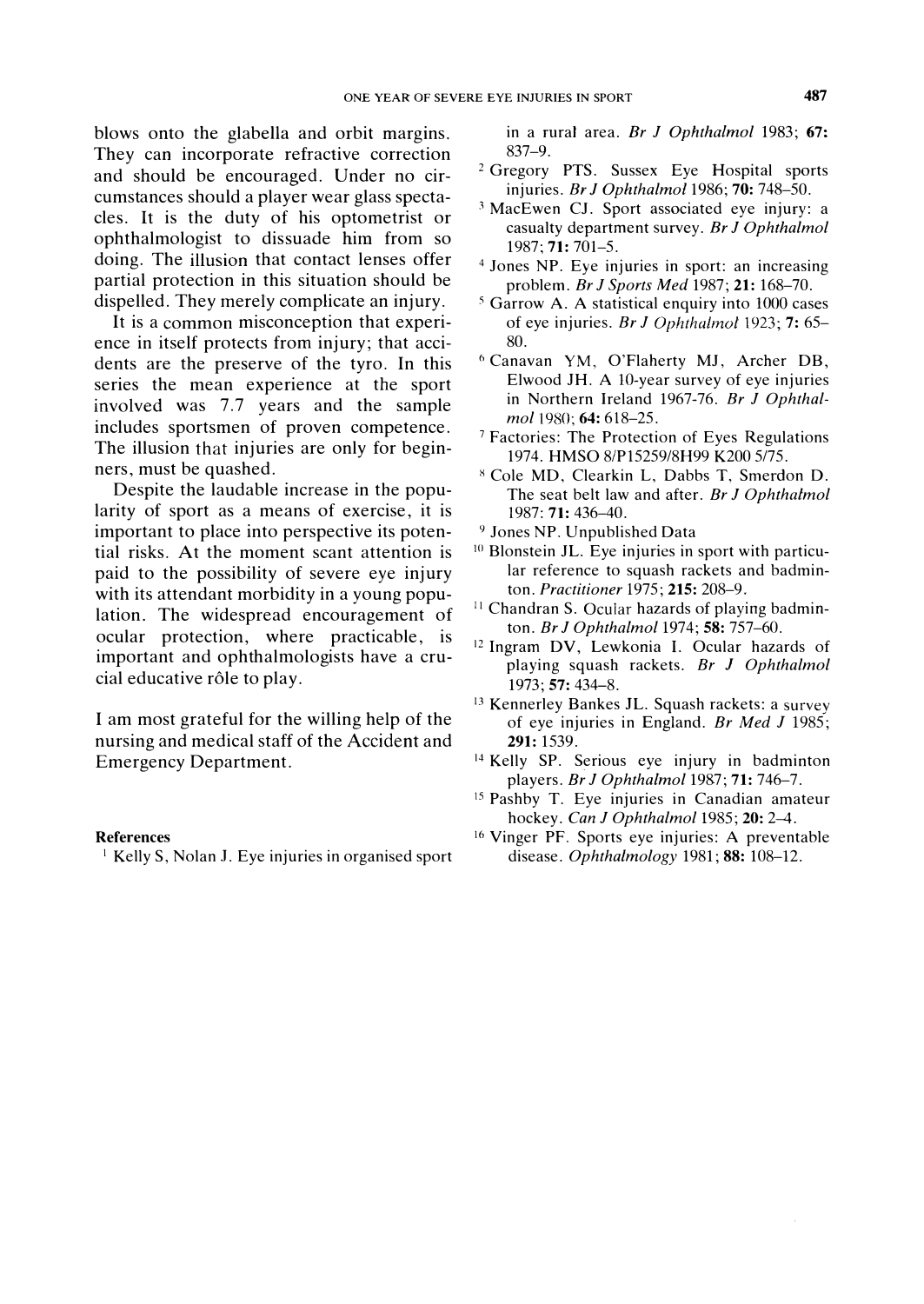blows onto the glabella and orbit margins. They can incorporate refractive correction and should be encouraged. Under no circumstances should a player wear glass spectacles. It is the duty of his optometrist or ophthalmologist to dissuade him from so doing. The illusion that contact lenses offer partial protection in this situation should be dispelled. They merely complicate an injury.

It is a common misconception that experience in itself protects from injury; that accidents are the preserve of the tyro. In this series the mean experience at the sport involved was 7.7 years and the sample includes sportsmen of proven competence. The illusion that injuries are only for beginners, must be quashed.

Despite the laudable increase in the popularity of sport as a means of exercise, it is important to place into perspective its potential risks. At the moment scant attention is paid to the possibility of severe eye injury with its attendant morbidity in a young population. The widespread encouragement of ocular protection, where practicable, is important and ophthalmologists have a crucial educative rôle to play.

I am most grateful for the willing help of the nursing and medical staff of the Accident and Emergency Department.

### References

1. Kelly S, Nolan J. Eye injuries in organised sport in a rural area. *Br J Ophthalmol* 1983; **67:** 837–9.
2. Gregory PTS. Sussex Eye Hospital sports injuries. *Br J Ophthalmol* 1986; **70:** 748–50.
3. MacEwen CJ. Sport associated eye injury: a casualty department survey. *Br J Ophthalmol* 1987; **71:** 701–5.
4. Jones NP. Eye injuries in sport: an increasing problem. *Br J Sports Med* 1987; **21:** 168–70.
5. Garrow A. A statistical enquiry into 1000 cases of eye injuries. *Br J Ophthalmol* 1923; **7:** 65–80.
6. Canavan YM, O'Flaherty MJ, Archer DB, Elwood JH. A 10-year survey of eye injuries in Northern Ireland 1967-76. *Br J Ophthalmol* 1980; **64:** 618–25.
7. Factories: The Protection of Eyes Regulations 1974. HMSO 8/P15259/8H99 K200 5/75.
8. Cole MD, Clearkin L, Dabbs T, Smerdon D. The seat belt law and after. *Br J Ophthalmol* 1987: **71:** 436–40.
9. Jones NP. Unpublished Data
10. Blonstein JL. Eye injuries in sport with particular reference to squash rackets and badminton. *Practitioner* 1975; **215:** 208–9.
11. Chandran S. Ocular hazards of playing badminton. *Br J Ophthalmol* 1974; **58:** 757–60.
12. Ingram DV, Lewkonia I. Ocular hazards of playing squash rackets. *Br J Ophthalmol* 1973; **57:** 434–8.
13. Kennerley Bankes JL. Squash rackets: a survey of eye injuries in England. *Br Med J* 1985; **291:** 1539.
14. Kelly SP. Serious eye injury in badminton players. *Br J Ophthalmol* 1987; **71:** 746–7.
15. Pashby T. Eye injuries in Canadian amateur hockey. *Can J Ophthalmol* 1985; **20:** 2–4.
16. Vinger PF. Sports eye injuries: A preventable disease. *Ophthalmology* 1981; **88:** 108–12.